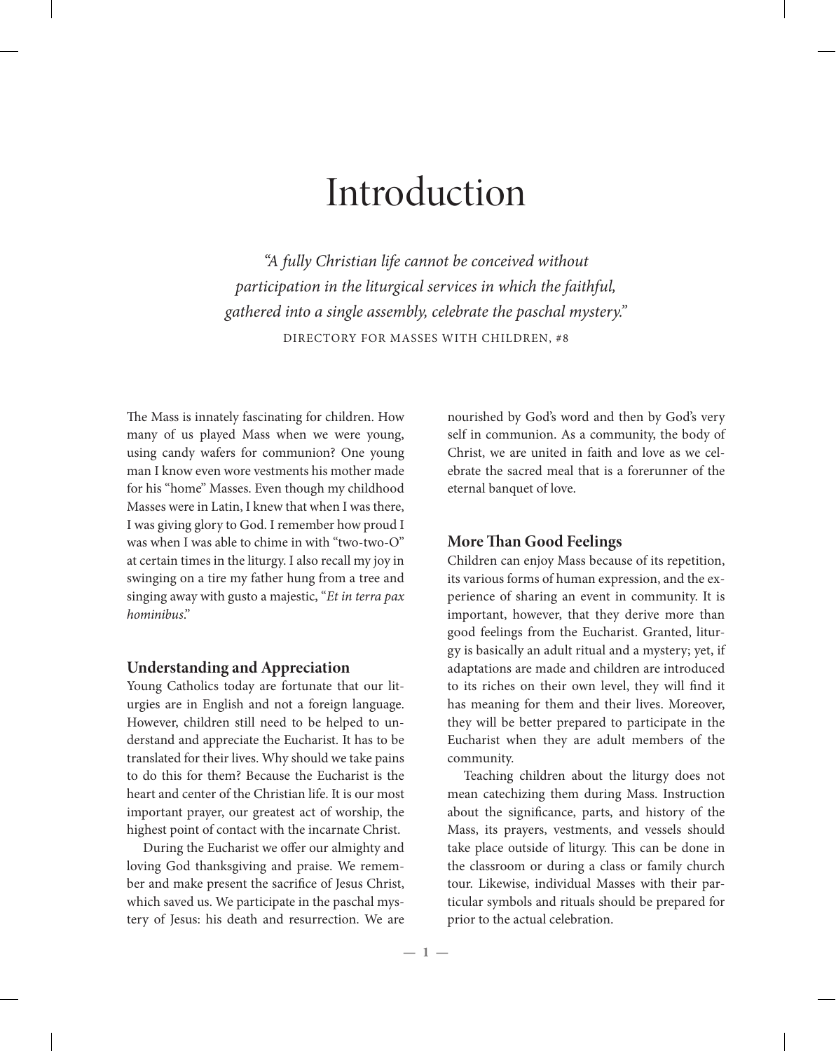# Introduction

*"A fully Christian life cannot be conceived without participation in the liturgical services in which the faithful, gathered into a single assembly, celebrate the paschal mystery."*

DIRECTORY FOR MASSES WITH CHILDREN, #8

The Mass is innately fascinating for children. How many of us played Mass when we were young, using candy wafers for communion? One young man I know even wore vestments his mother made for his "home" Masses. Even though my childhood Masses were in Latin, I knew that when I was there, I was giving glory to God. I remember how proud I was when I was able to chime in with "two-two-O" at certain times in the liturgy. I also recall my joy in swinging on a tire my father hung from a tree and singing away with gusto a majestic, "*Et in terra pax hominibus*."

## Understanding and Appreciation

Young Catholics today are fortunate that our liturgies are in English and not a foreign language. However, children still need to be helped to understand and appreciate the Eucharist. It has to be translated for their lives. Why should we take pains to do this for them? Because the Eucharist is the heart and center of the Christian life. It is our most important prayer, our greatest act of worship, the highest point of contact with the incarnate Christ.

During the Eucharist we offer our almighty and loving God thanksgiving and praise. We remember and make present the sacrifice of Jesus Christ, which saved us. We participate in the paschal mystery of Jesus: his death and resurrection. We are nourished by God's word and then by God's very self in communion. As a community, the body of Christ, we are united in faith and love as we celebrate the sacred meal that is a forerunner of the eternal banquet of love.

## More Than Good Feelings

Children can enjoy Mass because of its repetition, its various forms of human expression, and the experience of sharing an event in community. It is important, however, that they derive more than good feelings from the Eucharist. Granted, liturgy is basically an adult ritual and a mystery; yet, if adaptations are made and children are introduced to its riches on their own level, they will find it has meaning for them and their lives. Moreover, they will be better prepared to participate in the Eucharist when they are adult members of the community.

Teaching children about the liturgy does not mean catechizing them during Mass. Instruction about the significance, parts, and history of the Mass, its prayers, vestments, and vessels should take place outside of liturgy. This can be done in the classroom or during a class or family church tour. Likewise, individual Masses with their particular symbols and rituals should be prepared for prior to the actual celebration.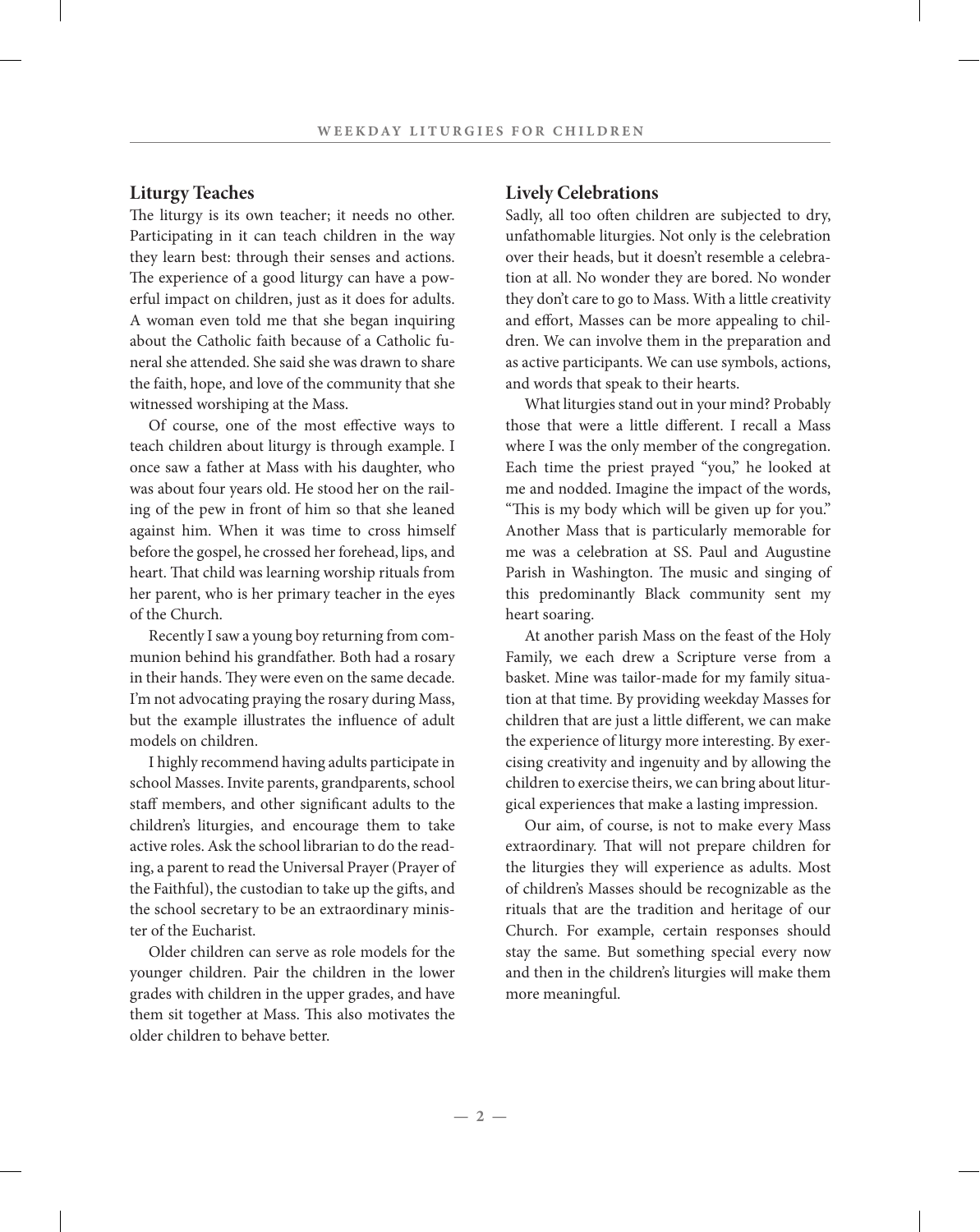## Liturgy Teaches

The liturgy is its own teacher; it needs no other. Participating in it can teach children in the way they learn best: through their senses and actions. The experience of a good liturgy can have a powerful impact on children, just as it does for adults. A woman even told me that she began inquiring about the Catholic faith because of a Catholic funeral she attended. She said she was drawn to share the faith, hope, and love of the community that she witnessed worshiping at the Mass.

Of course, one of the most effective ways to teach children about liturgy is through example. I once saw a father at Mass with his daughter, who was about four years old. He stood her on the railing of the pew in front of him so that she leaned against him. When it was time to cross himself before the gospel, he crossed her forehead, lips, and heart. That child was learning worship rituals from her parent, who is her primary teacher in the eyes of the Church.

Recently I saw a young boy returning from communion behind his grandfather. Both had a rosary in their hands. They were even on the same decade. I'm not advocating praying the rosary during Mass, but the example illustrates the influence of adult models on children.

I highly recommend having adults participate in school Masses. Invite parents, grandparents, school staff members, and other significant adults to the children's liturgies, and encourage them to take active roles. Ask the school librarian to do the reading, a parent to read the Universal Prayer (Prayer of the Faithful), the custodian to take up the gifts, and the school secretary to be an extraordinary minister of the Eucharist.

Older children can serve as role models for the younger children. Pair the children in the lower grades with children in the upper grades, and have them sit together at Mass. This also motivates the older children to behave better.

## Lively Celebrations

Sadly, all too often children are subjected to dry, unfathomable liturgies. Not only is the celebration over their heads, but it doesn't resemble a celebration at all. No wonder they are bored. No wonder they don't care to go to Mass. With a little creativity and effort, Masses can be more appealing to children. We can involve them in the preparation and as active participants. We can use symbols, actions, and words that speak to their hearts.

What liturgies stand out in your mind? Probably those that were a little different. I recall a Mass where I was the only member of the congregation. Each time the priest prayed "you," he looked at me and nodded. Imagine the impact of the words, "This is my body which will be given up for you." Another Mass that is particularly memorable for me was a celebration at SS. Paul and Augustine Parish in Washington. The music and singing of this predominantly Black community sent my heart soaring.

At another parish Mass on the feast of the Holy Family, we each drew a Scripture verse from a basket. Mine was tailor-made for my family situation at that time. By providing weekday Masses for children that are just a little different, we can make the experience of liturgy more interesting. By exercising creativity and ingenuity and by allowing the children to exercise theirs, we can bring about liturgical experiences that make a lasting impression.

Our aim, of course, is not to make every Mass extraordinary. That will not prepare children for the liturgies they will experience as adults. Most of children's Masses should be recognizable as the rituals that are the tradition and heritage of our Church. For example, certain responses should stay the same. But something special every now and then in the children's liturgies will make them more meaningful.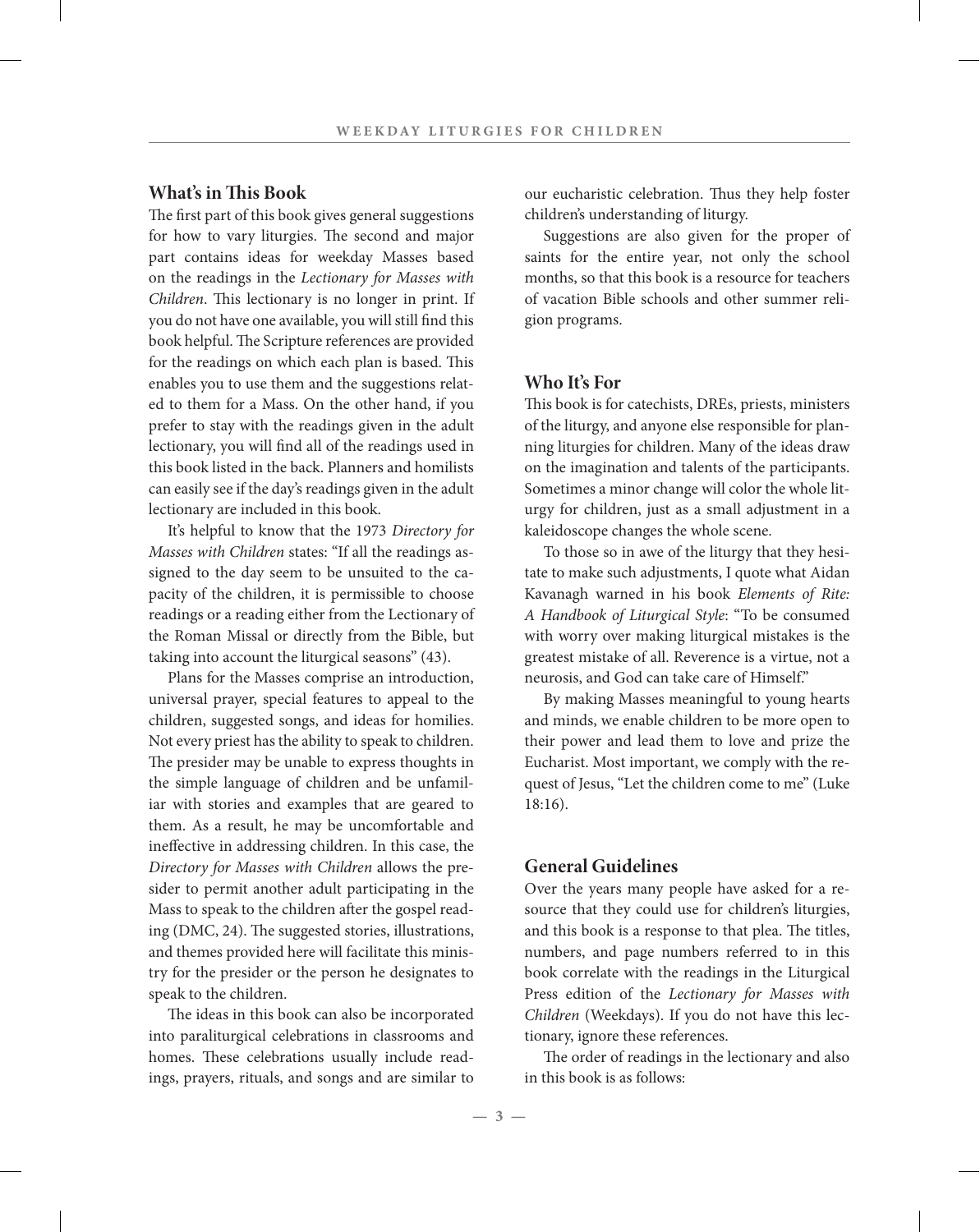## What's in This Book

The first part of this book gives general suggestions for how to vary liturgies. The second and major part contains ideas for weekday Masses based on the readings in the *Lectionary for Masses with Children*. This lectionary is no longer in print. If you do not have one available, you will still find this book helpful. The Scripture references are provided for the readings on which each plan is based. This enables you to use them and the suggestions related to them for a Mass. On the other hand, if you prefer to stay with the readings given in the adult lectionary, you will find all of the readings used in this book listed in the back. Planners and homilists can easily see if the day's readings given in the adult lectionary are included in this book.

It's helpful to know that the 1973 *Directory for Masses with Children* states: "If all the readings assigned to the day seem to be unsuited to the capacity of the children, it is permissible to choose readings or a reading either from the Lectionary of the Roman Missal or directly from the Bible, but taking into account the liturgical seasons" (43).

Plans for the Masses comprise an introduction, universal prayer, special features to appeal to the children, suggested songs, and ideas for homilies. Not every priest has the ability to speak to children. The presider may be unable to express thoughts in the simple language of children and be unfamiliar with stories and examples that are geared to them. As a result, he may be uncomfortable and ineffective in addressing children. In this case, the *Directory for Masses with Children* allows the presider to permit another adult participating in the Mass to speak to the children after the gospel reading (DMC, 24). The suggested stories, illustrations, and themes provided here will facilitate this ministry for the presider or the person he designates to speak to the children.

The ideas in this book can also be incorporated into paraliturgical celebrations in classrooms and homes. These celebrations usually include readings, prayers, rituals, and songs and are similar to our eucharistic celebration. Thus they help foster children's understanding of liturgy.

Suggestions are also given for the proper of saints for the entire year, not only the school months, so that this book is a resource for teachers of vacation Bible schools and other summer religion programs.

## Who It's For

This book is for catechists, DREs, priests, ministers of the liturgy, and anyone else responsible for planning liturgies for children. Many of the ideas draw on the imagination and talents of the participants. Sometimes a minor change will color the whole liturgy for children, just as a small adjustment in a kaleidoscope changes the whole scene.

To those so in awe of the liturgy that they hesitate to make such adjustments, I quote what Aidan Kavanagh warned in his book *Elements of Rite: A Handbook of Liturgical Style*: "To be consumed with worry over making liturgical mistakes is the greatest mistake of all. Reverence is a virtue, not a neurosis, and God can take care of Himself."

By making Masses meaningful to young hearts and minds, we enable children to be more open to their power and lead them to love and prize the Eucharist. Most important, we comply with the request of Jesus, "Let the children come to me" (Luke 18:16).

## General Guidelines

Over the years many people have asked for a resource that they could use for children's liturgies, and this book is a response to that plea. The titles, numbers, and page numbers referred to in this book correlate with the readings in the Liturgical Press edition of the *Lectionary for Masses with Children* (Weekdays). If you do not have this lectionary, ignore these references.

The order of readings in the lectionary and also in this book is as follows: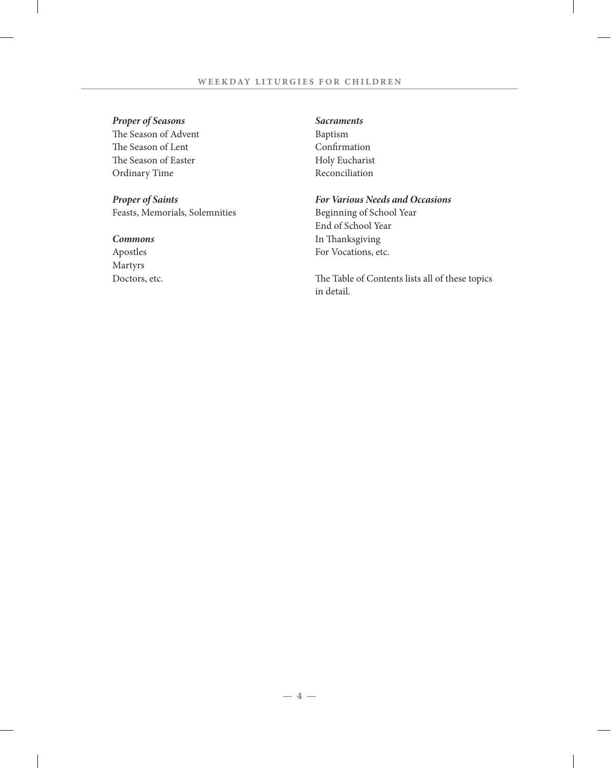***Proper of Seasons***
The Season of Advent
The Season of Lent
The Season of Easter
Ordinary Time

***Proper of Saints***
Feasts, Memorials, Solemnities

***Commons***
Apostles
Martyrs
Doctors, etc.

***Sacraments***
Baptism
Confirmation
Holy Eucharist
Reconciliation

***For Various Needs and Occasions***
Beginning of School Year
End of School Year
In Thanksgiving
For Vocations, etc.

The Table of Contents lists all of these topics in detail.